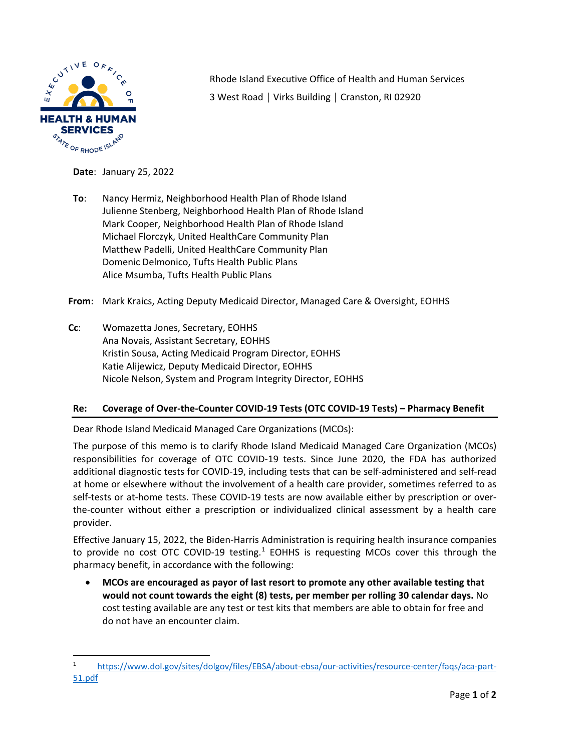Rhode Island Executive Office of Health and Human Services
3 West Road | Virks Building | Cranston, RI 02920

**Date**: January 25, 2022

**To**: Nancy Hermiz, Neighborhood Health Plan of Rhode Island
Julienne Stenberg, Neighborhood Health Plan of Rhode Island
Mark Cooper, Neighborhood Health Plan of Rhode Island
Michael Florczyk, United HealthCare Community Plan
Matthew Padelli, United HealthCare Community Plan
Domenic Delmonico, Tufts Health Public Plans
Alice Msumba, Tufts Health Public Plans

**From**: Mark Kraics, Acting Deputy Medicaid Director, Managed Care & Oversight, EOHHS

**Cc**: Womazetta Jones, Secretary, EOHHS
Ana Novais, Assistant Secretary, EOHHS
Kristin Sousa, Acting Medicaid Program Director, EOHHS
Katie Alijewicz, Deputy Medicaid Director, EOHHS
Nicole Nelson, System and Program Integrity Director, EOHHS

**Re: Coverage of Over-the-Counter COVID-19 Tests (OTC COVID-19 Tests) – Pharmacy Benefit**

Dear Rhode Island Medicaid Managed Care Organizations (MCOs):

The purpose of this memo is to clarify Rhode Island Medicaid Managed Care Organization (MCOs) responsibilities for coverage of OTC COVID-19 tests. Since June 2020, the FDA has authorized additional diagnostic tests for COVID-19, including tests that can be self-administered and self-read at home or elsewhere without the involvement of a health care provider, sometimes referred to as self-tests or at-home tests. These COVID-19 tests are now available either by prescription or over-the-counter without either a prescription or individualized clinical assessment by a health care provider.

Effective January 15, 2022, the Biden-Harris Administration is requiring health insurance companies to provide no cost OTC COVID-19 testing.[1] EOHHS is requesting MCOs cover this through the pharmacy benefit, in accordance with the following:

- **MCOs are encouraged as payor of last resort to promote any other available testing that would not count towards the eight (8) tests, per member per rolling 30 calendar days.** No cost testing available are any test or test kits that members are able to obtain for free and do not have an encounter claim.

[1] https://www.dol.gov/sites/dolgov/files/EBSA/about-ebsa/our-activities/resource-center/faqs/aca-part-51.pdf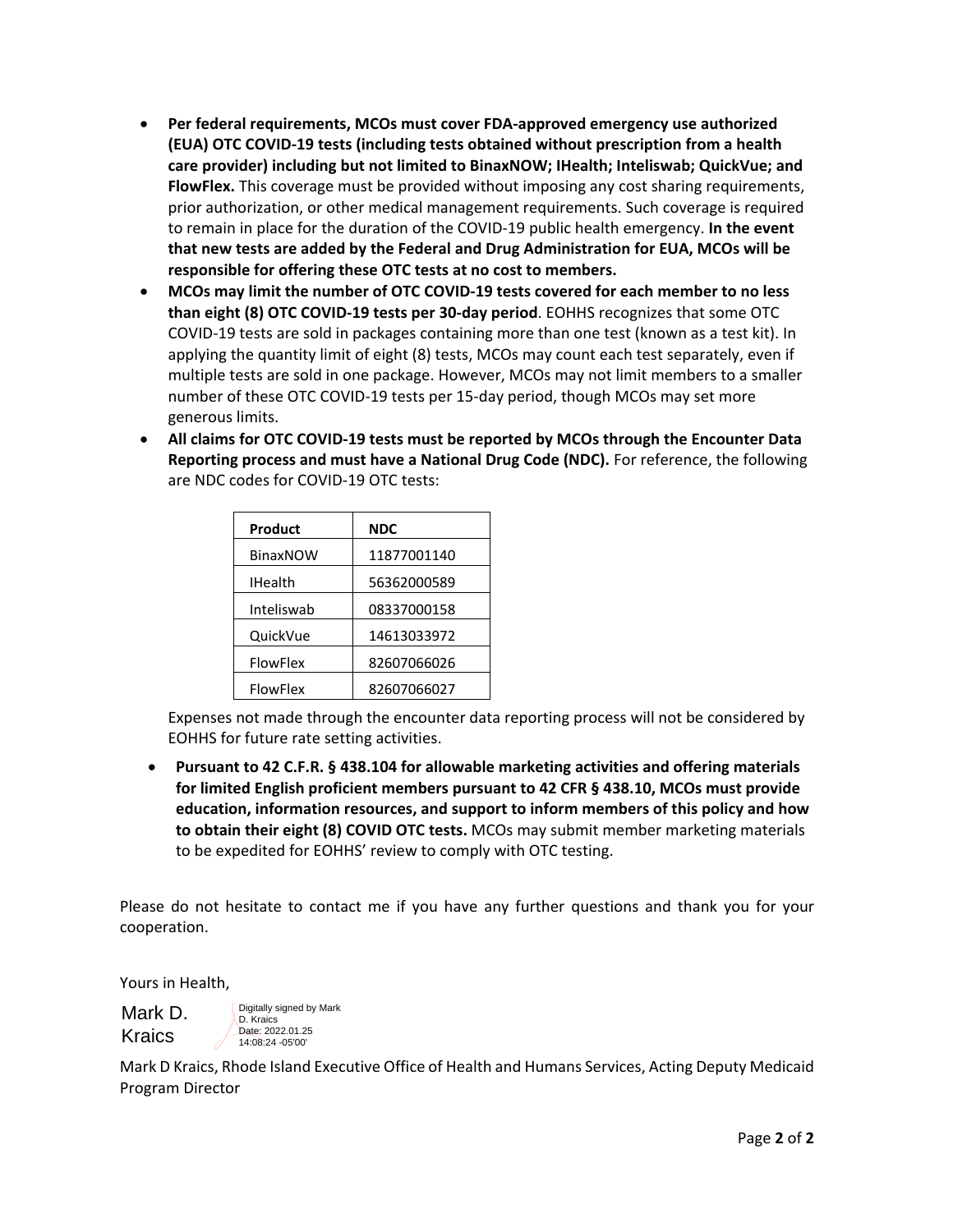- **Per federal requirements, MCOs must cover FDA-approved emergency use authorized (EUA) OTC COVID-19 tests (including tests obtained without prescription from a health care provider) including but not limited to BinaxNOW; IHealth; Inteliswab; QuickVue; and FlowFlex.** This coverage must be provided without imposing any cost sharing requirements, prior authorization, or other medical management requirements. Such coverage is required to remain in place for the duration of the COVID-19 public health emergency. **In the event that new tests are added by the Federal and Drug Administration for EUA, MCOs will be responsible for offering these OTC tests at no cost to members.**
- **MCOs may limit the number of OTC COVID-19 tests covered for each member to no less than eight (8) OTC COVID-19 tests per 30-day period**. EOHHS recognizes that some OTC COVID-19 tests are sold in packages containing more than one test (known as a test kit). In applying the quantity limit of eight (8) tests, MCOs may count each test separately, even if multiple tests are sold in one package. However, MCOs may not limit members to a smaller number of these OTC COVID-19 tests per 15-day period, though MCOs may set more generous limits.
- **All claims for OTC COVID-19 tests must be reported by MCOs through the Encounter Data Reporting process and must have a National Drug Code (NDC).** For reference, the following are NDC codes for COVID-19 OTC tests:

| Product | NDC |
|---|---|
| BinaxNOW | 11877001140 |
| IHealth | 56362000589 |
| Inteliswab | 08337000158 |
| QuickVue | 14613033972 |
| FlowFlex | 82607066026 |
| FlowFlex | 82607066027 |

  Expenses not made through the encounter data reporting process will not be considered by EOHHS for future rate setting activities.

- **Pursuant to 42 C.F.R. § 438.104 for allowable marketing activities and offering materials for limited English proficient members pursuant to 42 CFR § 438.10, MCOs must provide education, information resources, and support to inform members of this policy and how to obtain their eight (8) COVID OTC tests.** MCOs may submit member marketing materials to be expedited for EOHHS' review to comply with OTC testing.

Please do not hesitate to contact me if you have any further questions and thank you for your cooperation.

Yours in Health,

Mark D. Kraics

Digitally signed by Mark D. Kraics
Date: 2022.01.25 14:08:24 -05'00'

Mark D Kraics, Rhode Island Executive Office of Health and Humans Services, Acting Deputy Medicaid Program Director